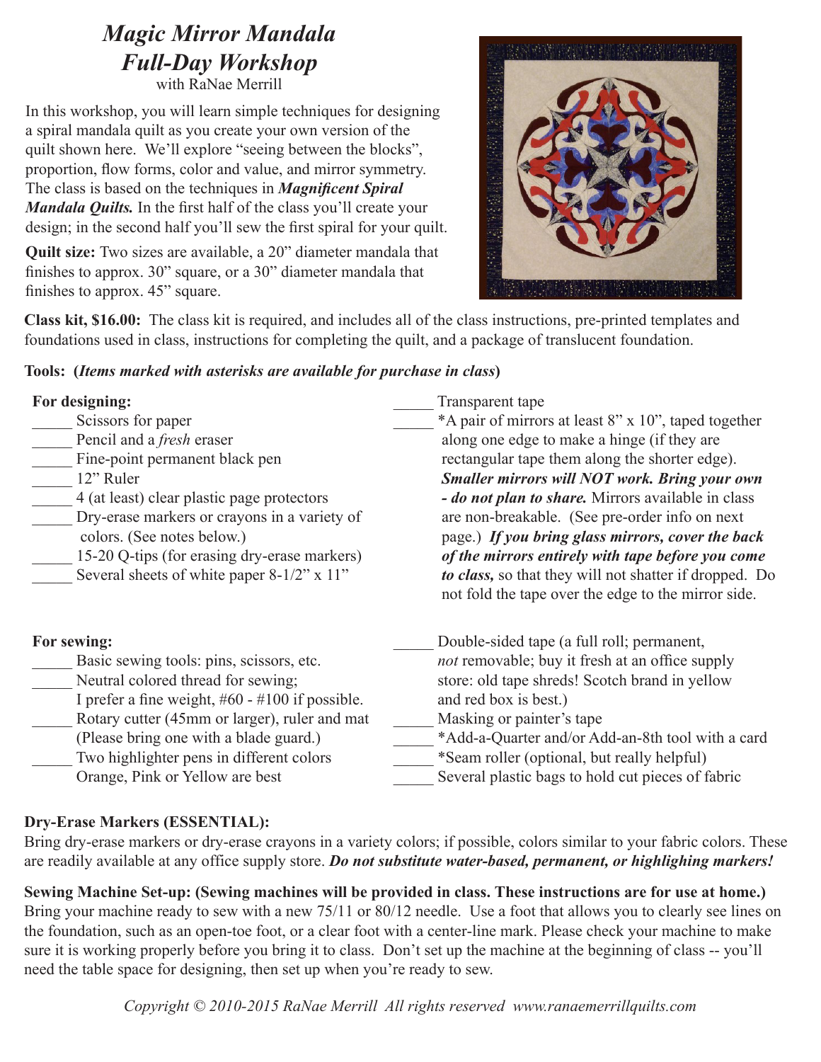# *Magic Mirror Mandala Full-Day Workshop*

with RaNae Merrill

In this workshop, you will learn simple techniques for designing a spiral mandala quilt as you create your own version of the quilt shown here. We'll explore "seeing between the blocks", proportion, flow forms, color and value, and mirror symmetry. The class is based on the techniques in ***Magnificent Spiral Mandala Quilts.*** In the first half of the class you'll create your design; in the second half you'll sew the first spiral for your quilt.

**Quilt size:** Two sizes are available, a 20" diameter mandala that finishes to approx. 30" square, or a 30" diameter mandala that finishes to approx. 45" square.

**Class kit, $16.00:** The class kit is required, and includes all of the class instructions, pre-printed templates and foundations used in class, instructions for completing the quilt, and a package of translucent foundation.

**Tools: (*Items marked with asterisks are available for purchase in class*)**

**For designing:**

_____ Scissors for paper
_____ Pencil and a *fresh* eraser
_____ Fine-point permanent black pen
_____ 12" Ruler
_____ 4 (at least) clear plastic page protectors
_____ Dry-erase markers or crayons in a variety of colors. (See notes below.)
_____ 15-20 Q-tips (for erasing dry-erase markers)
_____ Several sheets of white paper 8-1/2" x 11"
_____ Transparent tape
_____ *A pair of mirrors at least 8" x 10", taped together along one edge to make a hinge (if they are rectangular tape them along the shorter edge). ***Smaller mirrors will NOT work. Bring your own - do not plan to share.*** Mirrors available in class are non-breakable. (See pre-order info on next page.) ***If you bring glass mirrors, cover the back of the mirrors entirely with tape before you come to class,*** so that they will not shatter if dropped. Do not fold the tape over the edge to the mirror side.

**For sewing:**

_____ Basic sewing tools: pins, scissors, etc.
_____ Neutral colored thread for sewing; I prefer a fine weight, #60 - #100 if possible.
_____ Rotary cutter (45mm or larger), ruler and mat (Please bring one with a blade guard.)
_____ Two highlighter pens in different colors Orange, Pink or Yellow are best
_____ Double-sided tape (a full roll; permanent, *not* removable; buy it fresh at an office supply store: old tape shreds! Scotch brand in yellow and red box is best.)
_____ Masking or painter's tape
_____ *Add-a-Quarter and/or Add-an-8th tool with a card
_____ *Seam roller (optional, but really helpful)
_____ Several plastic bags to hold cut pieces of fabric

**Dry-Erase Markers (ESSENTIAL):**
Bring dry-erase markers or dry-erase crayons in a variety colors; if possible, colors similar to your fabric colors. These are readily available at any office supply store. ***Do not substitute water-based, permanent, or highlighing markers!***

**Sewing Machine Set-up: (Sewing machines will be provided in class. These instructions are for use at home.)**
Bring your machine ready to sew with a new 75/11 or 80/12 needle. Use a foot that allows you to clearly see lines on the foundation, such as an open-toe foot, or a clear foot with a center-line mark. Please check your machine to make sure it is working properly before you bring it to class. Don't set up the machine at the beginning of class -- you'll need the table space for designing, then set up when you're ready to sew.

*Copyright © 2010-2015 RaNae Merrill All rights reserved www.ranaemerrillquilts.com*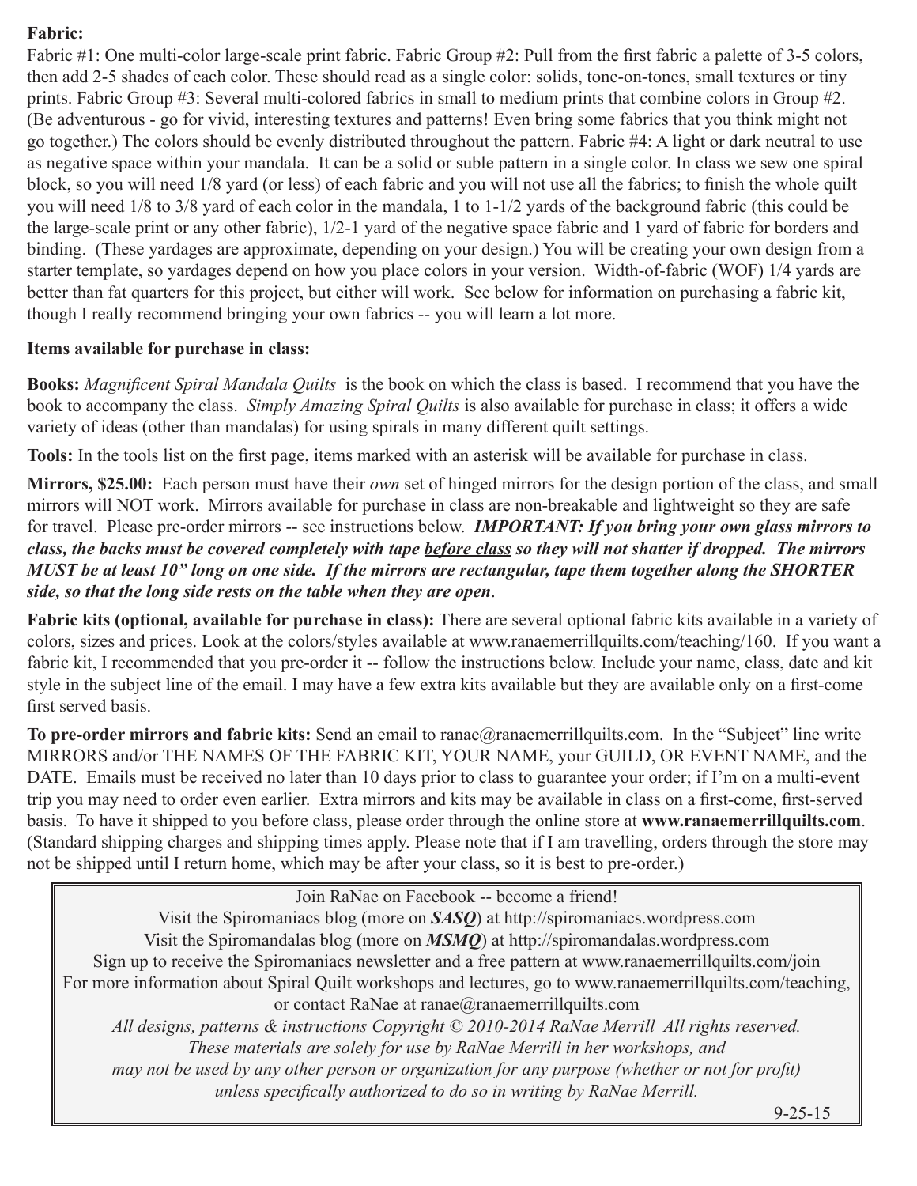**Fabric:**

Fabric #1: One multi-color large-scale print fabric. Fabric Group #2: Pull from the first fabric a palette of 3-5 colors, then add 2-5 shades of each color. These should read as a single color: solids, tone-on-tones, small textures or tiny prints. Fabric Group #3: Several multi-colored fabrics in small to medium prints that combine colors in Group #2. (Be adventurous - go for vivid, interesting textures and patterns! Even bring some fabrics that you think might not go together.) The colors should be evenly distributed throughout the pattern. Fabric #4: A light or dark neutral to use as negative space within your mandala. It can be a solid or suble pattern in a single color. In class we sew one spiral block, so you will need 1/8 yard (or less) of each fabric and you will not use all the fabrics; to finish the whole quilt you will need 1/8 to 3/8 yard of each color in the mandala, 1 to 1-1/2 yards of the background fabric (this could be the large-scale print or any other fabric), 1/2-1 yard of the negative space fabric and 1 yard of fabric for borders and binding. (These yardages are approximate, depending on your design.) You will be creating your own design from a starter template, so yardages depend on how you place colors in your version. Width-of-fabric (WOF) 1/4 yards are better than fat quarters for this project, but either will work. See below for information on purchasing a fabric kit, though I really recommend bringing your own fabrics -- you will learn a lot more.

**Items available for purchase in class:**

**Books:** *Magnificent Spiral Mandala Quilts* is the book on which the class is based. I recommend that you have the book to accompany the class. *Simply Amazing Spiral Quilts* is also available for purchase in class; it offers a wide variety of ideas (other than mandalas) for using spirals in many different quilt settings.

**Tools:** In the tools list on the first page, items marked with an asterisk will be available for purchase in class.

**Mirrors, $25.00:** Each person must have their *own* set of hinged mirrors for the design portion of the class, and small mirrors will NOT work. Mirrors available for purchase in class are non-breakable and lightweight so they are safe for travel. Please pre-order mirrors -- see instructions below. ***IMPORTANT: If you bring your own glass mirrors to class, the backs must be covered completely with tape before class so they will not shatter if dropped. The mirrors MUST be at least 10" long on one side. If the mirrors are rectangular, tape them together along the SHORTER side, so that the long side rests on the table when they are open***.

**Fabric kits (optional, available for purchase in class):** There are several optional fabric kits available in a variety of colors, sizes and prices. Look at the colors/styles available at www.ranaemerrillquilts.com/teaching/160. If you want a fabric kit, I recommended that you pre-order it -- follow the instructions below. Include your name, class, date and kit style in the subject line of the email. I may have a few extra kits available but they are available only on a first-come first served basis.

**To pre-order mirrors and fabric kits:** Send an email to ranae@ranaemerrillquilts.com. In the "Subject" line write MIRRORS and/or THE NAMES OF THE FABRIC KIT, YOUR NAME, your GUILD, OR EVENT NAME, and the DATE. Emails must be received no later than 10 days prior to class to guarantee your order; if I'm on a multi-event trip you may need to order even earlier. Extra mirrors and kits may be available in class on a first-come, first-served basis. To have it shipped to you before class, please order through the online store at **www.ranaemerrillquilts.com**. (Standard shipping charges and shipping times apply. Please note that if I am travelling, orders through the store may not be shipped until I return home, which may be after your class, so it is best to pre-order.)

---

Join RaNae on Facebook -- become a friend!

Visit the Spiromaniacs blog (more on ***SASQ***) at http://spiromaniacs.wordpress.com

Visit the Spiromandalas blog (more on ***MSMQ***) at http://spiromandalas.wordpress.com

Sign up to receive the Spiromaniacs newsletter and a free pattern at www.ranaemerrillquilts.com/join

For more information about Spiral Quilt workshops and lectures, go to www.ranaemerrillquilts.com/teaching, or contact RaNae at ranae@ranaemerrillquilts.com

*All designs, patterns & instructions Copyright © 2010-2014 RaNae Merrill All rights reserved. These materials are solely for use by RaNae Merrill in her workshops, and may not be used by any other person or organization for any purpose (whether or not for profit) unless specifically authorized to do so in writing by RaNae Merrill.*

9-25-15